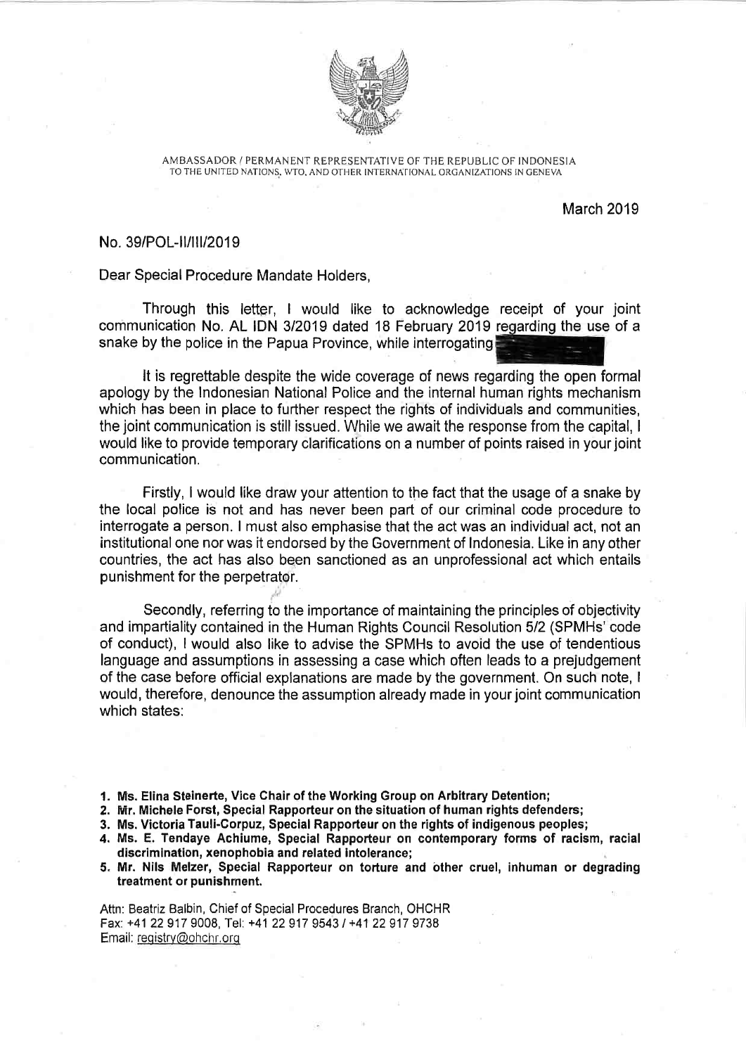AMBASSADOR / PERMANENT REPRESENTATIVE OF THE REPUBLIC OF INDONESIA
TO THE UNITED NATIONS, WTO, AND OTHER INTERNATIONAL ORGANIZATIONS IN GENEVA

March 2019

No. 39/POL-II/III/2019

Dear Special Procedure Mandate Holders,

Through this letter, I would like to acknowledge receipt of your joint communication No. AL IDN 3/2019 dated 18 February 2019 regarding the use of a snake by the police in the Papua Province, while interrogating

It is regrettable despite the wide coverage of news regarding the open formal apology by the Indonesian National Police and the internal human rights mechanism which has been in place to further respect the rights of individuals and communities, the joint communication is still issued. While we await the response from the capital, I would like to provide temporary clarifications on a number of points raised in your joint communication.

Firstly, I would like draw your attention to the fact that the usage of a snake by the local police is not and has never been part of our criminal code procedure to interrogate a person. I must also emphasise that the act was an individual act, not an institutional one nor was it endorsed by the Government of Indonesia. Like in any other countries, the act has also been sanctioned as an unprofessional act which entails punishment for the perpetrator.

Secondly, referring to the importance of maintaining the principles of objectivity and impartiality contained in the Human Rights Council Resolution 5/2 (SPMHs' code of conduct), I would also like to advise the SPMHs to avoid the use of tendentious language and assumptions in assessing a case which often leads to a prejudgement of the case before official explanations are made by the government. On such note, I would, therefore, denounce the assumption already made in your joint communication which states:

1. **Ms. Elina Steinerte, Vice Chair of the Working Group on Arbitrary Detention;**
2. **Mr. Michele Forst, Special Rapporteur on the situation of human rights defenders;**
3. **Ms. Victoria Tauli-Corpuz, Special Rapporteur on the rights of indigenous peoples;**
4. **Ms. E. Tendaye Achiume, Special Rapporteur on contemporary forms of racism, racial discrimination, xenophobia and related intolerance;**
5. **Mr. Nils Melzer, Special Rapporteur on torture and other cruel, inhuman or degrading treatment or punishment.**

Attn: Beatriz Balbin, Chief of Special Procedures Branch, OHCHR
Fax: +41 22 917 9008, Tel: +41 22 917 9543 / +41 22 917 9738
Email: registry@ohchr.org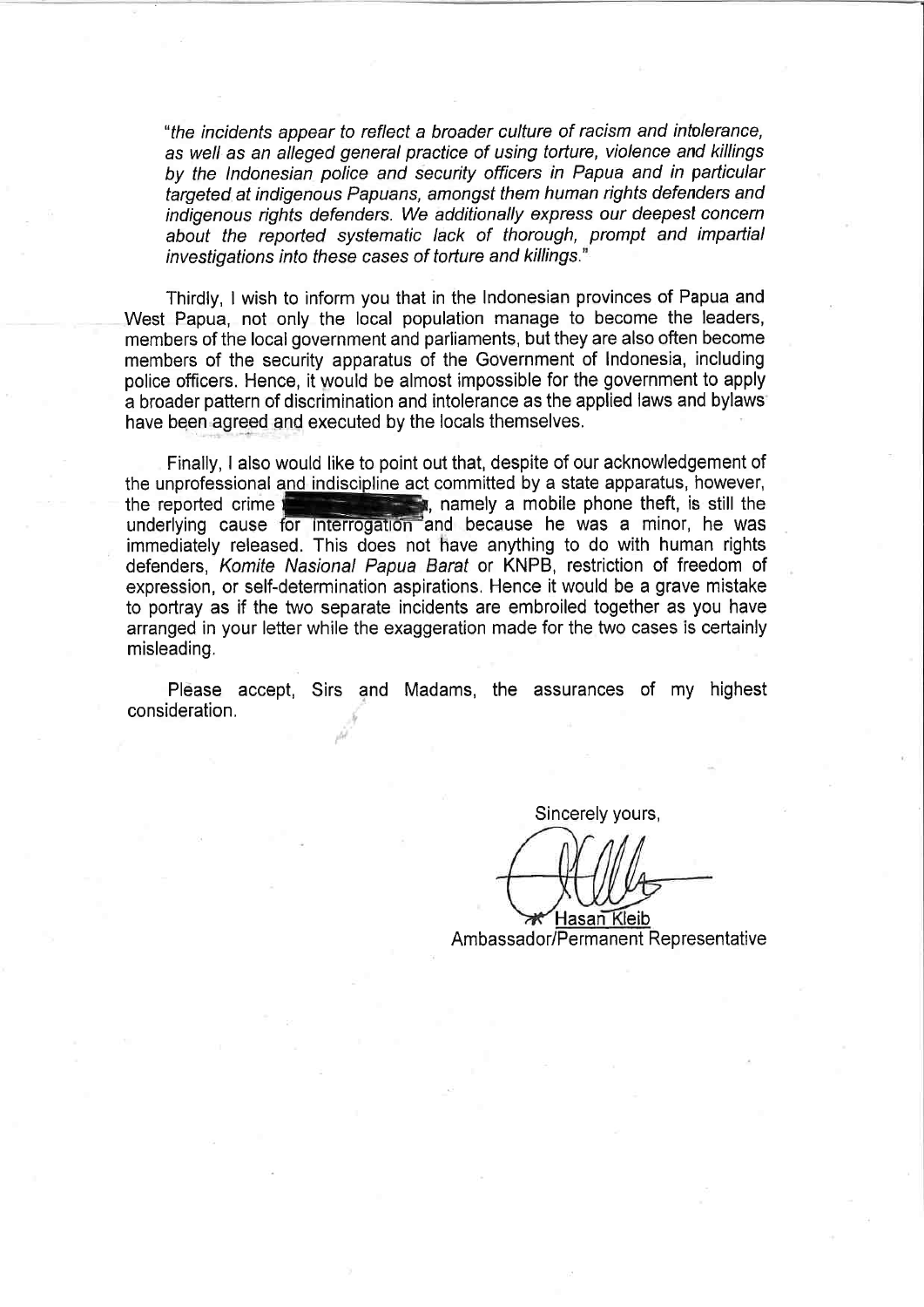*"the incidents appear to reflect a broader culture of racism and intolerance, as well as an alleged general practice of using torture, violence and killings by the Indonesian police and security officers in Papua and in particular targeted at indigenous Papuans, amongst them human rights defenders and indigenous rights defenders. We additionally express our deepest concern about the reported systematic lack of thorough, prompt and impartial investigations into these cases of torture and killings."*

Thirdly, I wish to inform you that in the Indonesian provinces of Papua and West Papua, not only the local population manage to become the leaders, members of the local government and parliaments, but they are also often become members of the security apparatus of the Government of Indonesia, including police officers. Hence, it would be almost impossible for the government to apply a broader pattern of discrimination and intolerance as the applied laws and bylaws have been agreed and executed by the locals themselves.

Finally, I also would like to point out that, despite of our acknowledgement of the unprofessional and indiscipline act committed by a state apparatus, however, the reported crime ██████████, namely a mobile phone theft, is still the underlying cause for interrogation and because he was a minor, he was immediately released. This does not have anything to do with human rights defenders, *Komite Nasional Papua Barat* or KNPB, restriction of freedom of expression, or self-determination aspirations. Hence it would be a grave mistake to portray as if the two separate incidents are embroiled together as you have arranged in your letter while the exaggeration made for the two cases is certainly misleading.

Please accept, Sirs and Madams, the assurances of my highest consideration.

Sincerely yours,

Hasan Kleib
Ambassador/Permanent Representative